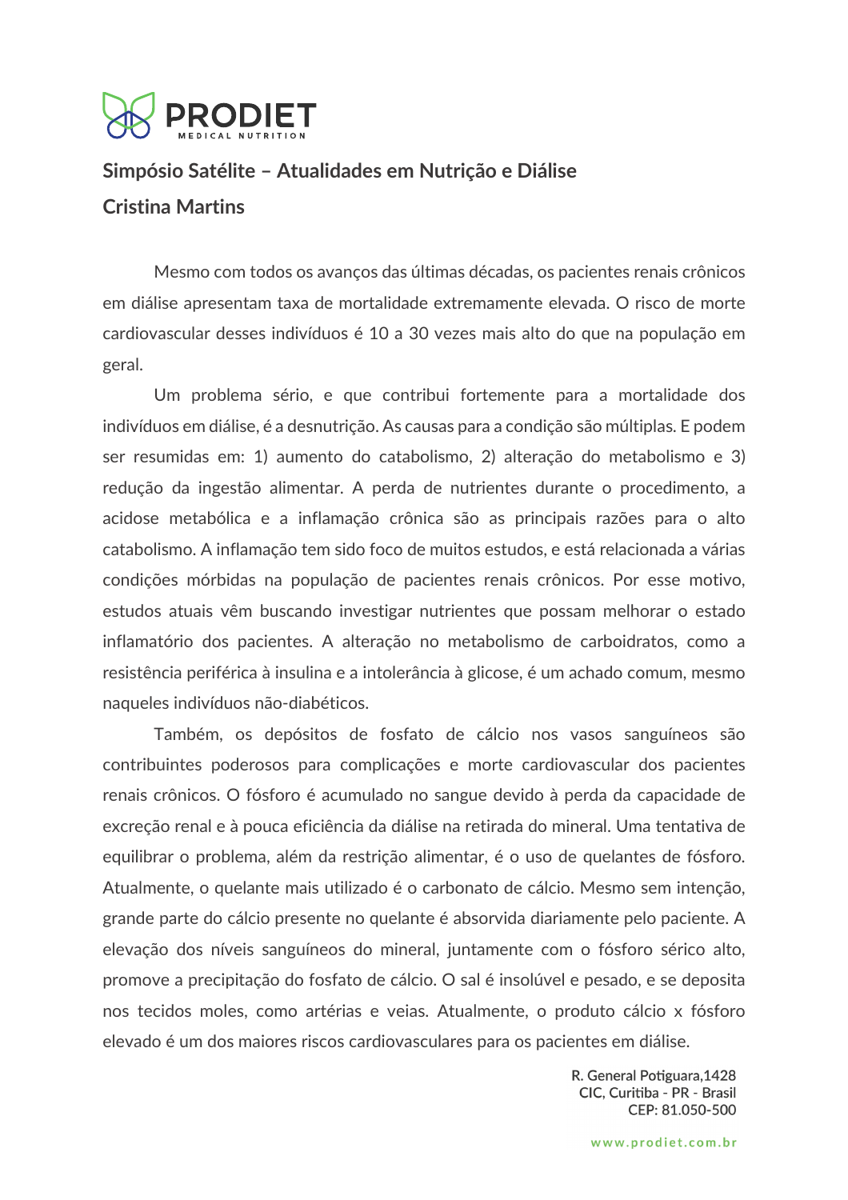## Simpósio Satélite – Atualidades em Nutrição e Diálise

## Cristina Martins

Mesmo com todos os avanços das últimas décadas, os pacientes renais crônicos em diálise apresentam taxa de mortalidade extremamente elevada. O risco de morte cardiovascular desses indivíduos é 10 a 30 vezes mais alto do que na população em geral.

Um problema sério, e que contribui fortemente para a mortalidade dos indivíduos em diálise, é a desnutrição. As causas para a condição são múltiplas. E podem ser resumidas em: 1) aumento do catabolismo, 2) alteração do metabolismo e 3) redução da ingestão alimentar. A perda de nutrientes durante o procedimento, a acidose metabólica e a inflamação crônica são as principais razões para o alto catabolismo. A inflamação tem sido foco de muitos estudos, e está relacionada a várias condições mórbidas na população de pacientes renais crônicos. Por esse motivo, estudos atuais vêm buscando investigar nutrientes que possam melhorar o estado inflamatório dos pacientes. A alteração no metabolismo de carboidratos, como a resistência periférica à insulina e a intolerância à glicose, é um achado comum, mesmo naqueles indivíduos não-diabéticos.

Também, os depósitos de fosfato de cálcio nos vasos sanguíneos são contribuintes poderosos para complicações e morte cardiovascular dos pacientes renais crônicos. O fósforo é acumulado no sangue devido à perda da capacidade de excreção renal e à pouca eficiência da diálise na retirada do mineral. Uma tentativa de equilibrar o problema, além da restrição alimentar, é o uso de quelantes de fósforo. Atualmente, o quelante mais utilizado é o carbonato de cálcio. Mesmo sem intenção, grande parte do cálcio presente no quelante é absorvida diariamente pelo paciente. A elevação dos níveis sanguíneos do mineral, juntamente com o fósforo sérico alto, promove a precipitação do fosfato de cálcio. O sal é insolúvel e pesado, e se deposita nos tecidos moles, como artérias e veias. Atualmente, o produto cálcio x fósforo elevado é um dos maiores riscos cardiovasculares para os pacientes em diálise.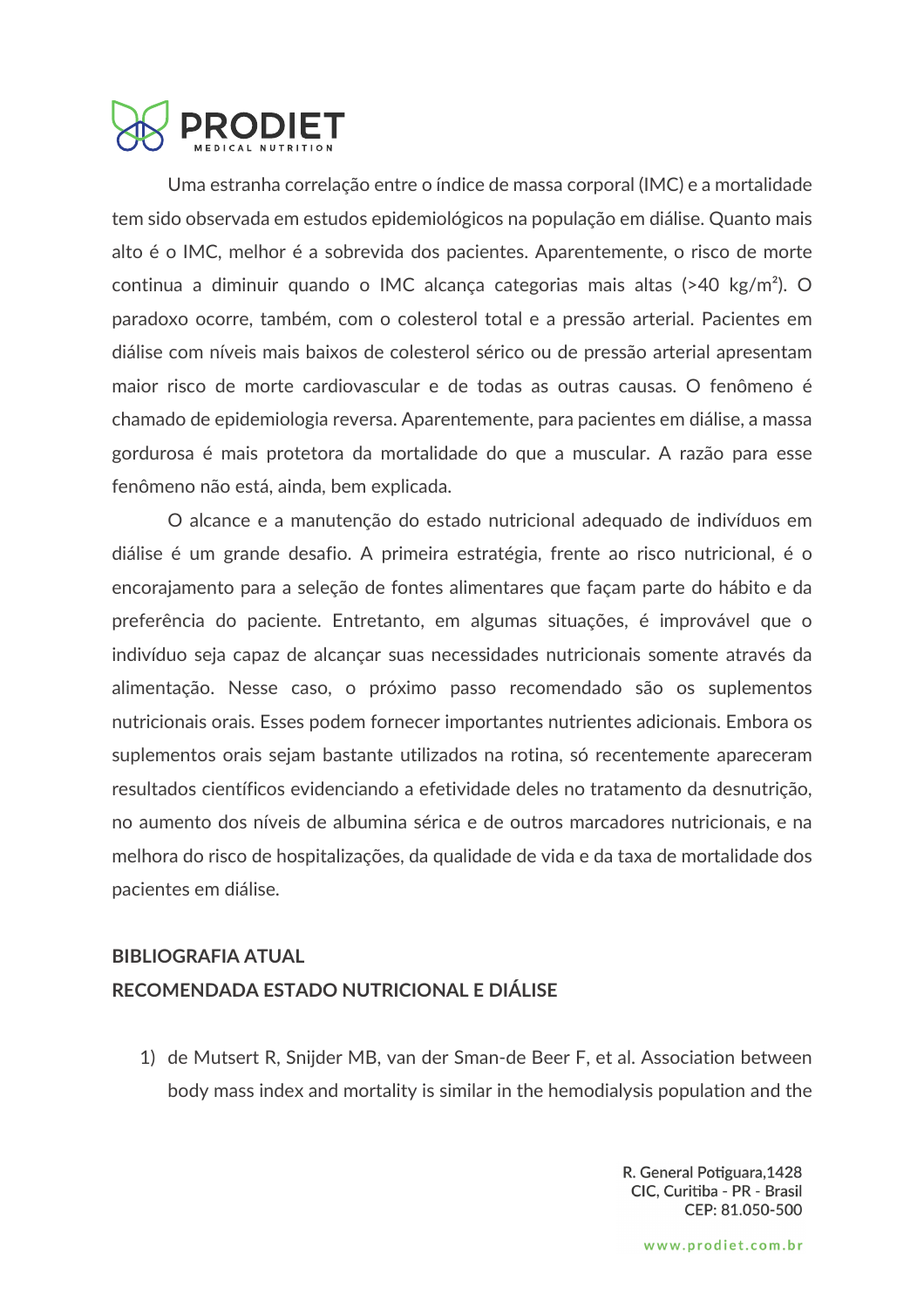Uma estranha correlação entre o índice de massa corporal (IMC) e a mortalidade tem sido observada em estudos epidemiológicos na população em diálise. Quanto mais alto é o IMC, melhor é a sobrevida dos pacientes. Aparentemente, o risco de morte continua a diminuir quando o IMC alcança categorias mais altas (>40 kg/m²). O paradoxo ocorre, também, com o colesterol total e a pressão arterial. Pacientes em diálise com níveis mais baixos de colesterol sérico ou de pressão arterial apresentam maior risco de morte cardiovascular e de todas as outras causas. O fenômeno é chamado de epidemiologia reversa. Aparentemente, para pacientes em diálise, a massa gordurosa é mais protetora da mortalidade do que a muscular. A razão para esse fenômeno não está, ainda, bem explicada.

O alcance e a manutenção do estado nutricional adequado de indivíduos em diálise é um grande desafio. A primeira estratégia, frente ao risco nutricional, é o encorajamento para a seleção de fontes alimentares que façam parte do hábito e da preferência do paciente. Entretanto, em algumas situações, é improvável que o indivíduo seja capaz de alcançar suas necessidades nutricionais somente através da alimentação. Nesse caso, o próximo passo recomendado são os suplementos nutricionais orais. Esses podem fornecer importantes nutrientes adicionais. Embora os suplementos orais sejam bastante utilizados na rotina, só recentemente apareceram resultados científicos evidenciando a efetividade deles no tratamento da desnutrição, no aumento dos níveis de albumina sérica e de outros marcadores nutricionais, e na melhora do risco de hospitalizações, da qualidade de vida e da taxa de mortalidade dos pacientes em diálise.

**BIBLIOGRAFIA ATUAL**
**RECOMENDADA ESTADO NUTRICIONAL E DIÁLISE**

1) de Mutsert R, Snijder MB, van der Sman-de Beer F, et al. Association between body mass index and mortality is similar in the hemodialysis population and the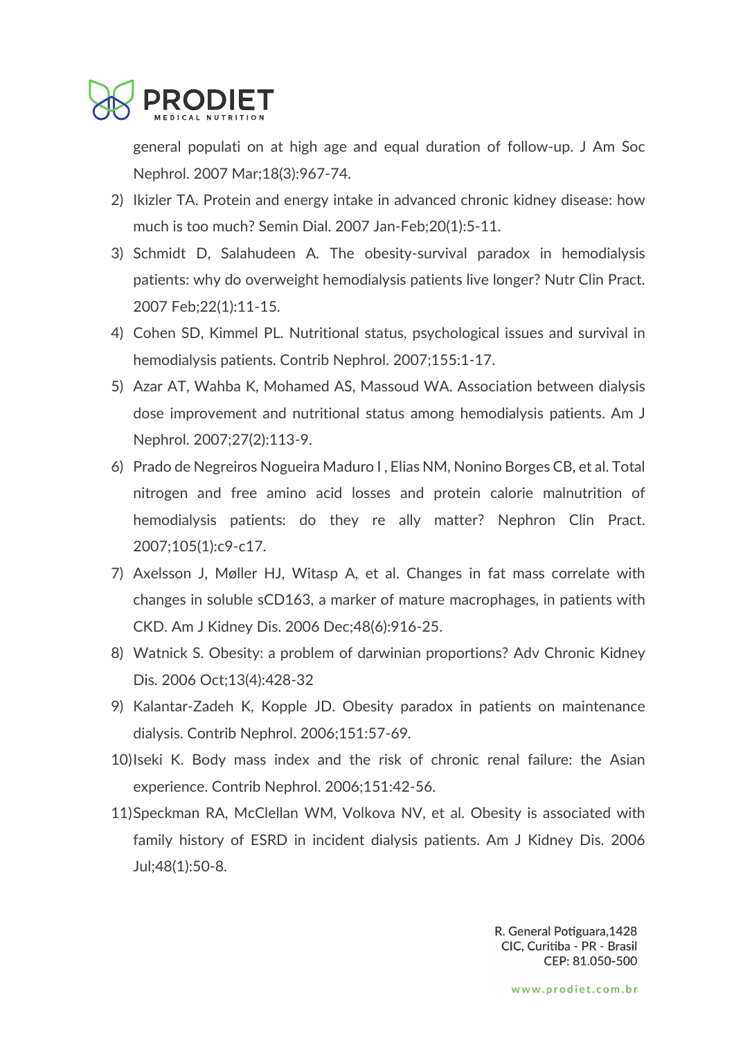general populati on at high age and equal duration of follow-up. J Am Soc Nephrol. 2007 Mar;18(3):967-74.

2) Ikizler TA. Protein and energy intake in advanced chronic kidney disease: how much is too much? Semin Dial. 2007 Jan-Feb;20(1):5-11.
3) Schmidt D, Salahudeen A. The obesity-survival paradox in hemodialysis patients: why do overweight hemodialysis patients live longer? Nutr Clin Pract. 2007 Feb;22(1):11-15.
4) Cohen SD, Kimmel PL. Nutritional status, psychological issues and survival in hemodialysis patients. Contrib Nephrol. 2007;155:1-17.
5) Azar AT, Wahba K, Mohamed AS, Massoud WA. Association between dialysis dose improvement and nutritional status among hemodialysis patients. Am J Nephrol. 2007;27(2):113-9.
6) Prado de Negreiros Nogueira Maduro I , Elias NM, Nonino Borges CB, et al. Total nitrogen and free amino acid losses and protein calorie malnutrition of hemodialysis patients: do they re ally matter? Nephron Clin Pract. 2007;105(1):c9-c17.
7) Axelsson J, Møller HJ, Witasp A, et al. Changes in fat mass correlate with changes in soluble sCD163, a marker of mature macrophages, in patients with CKD. Am J Kidney Dis. 2006 Dec;48(6):916-25.
8) Watnick S. Obesity: a problem of darwinian proportions? Adv Chronic Kidney Dis. 2006 Oct;13(4):428-32
9) Kalantar-Zadeh K, Kopple JD. Obesity paradox in patients on maintenance dialysis. Contrib Nephrol. 2006;151:57-69.
10) Iseki K. Body mass index and the risk of chronic renal failure: the Asian experience. Contrib Nephrol. 2006;151:42-56.
11) Speckman RA, McClellan WM, Volkova NV, et al. Obesity is associated with family history of ESRD in incident dialysis patients. Am J Kidney Dis. 2006 Jul;48(1):50-8.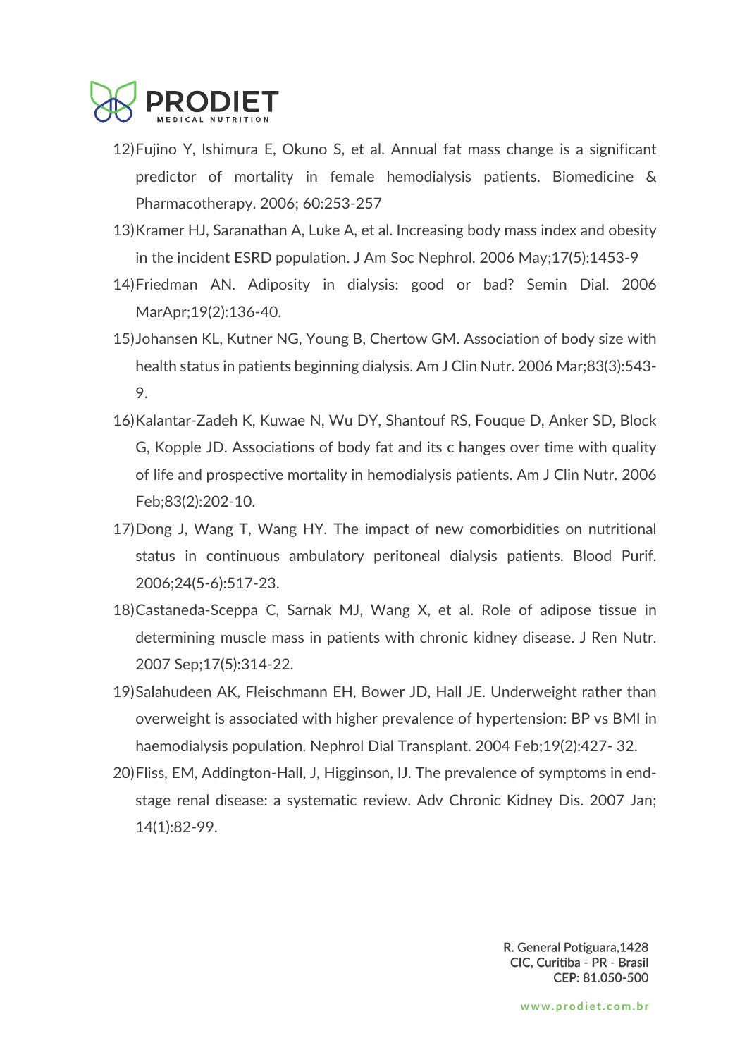12) Fujino Y, Ishimura E, Okuno S, et al. Annual fat mass change is a significant predictor of mortality in female hemodialysis patients. Biomedicine & Pharmacotherapy. 2006; 60:253-257
13) Kramer HJ, Saranathan A, Luke A, et al. Increasing body mass index and obesity in the incident ESRD population. J Am Soc Nephrol. 2006 May;17(5):1453-9
14) Friedman AN. Adiposity in dialysis: good or bad? Semin Dial. 2006 MarApr;19(2):136-40.
15) Johansen KL, Kutner NG, Young B, Chertow GM. Association of body size with health status in patients beginning dialysis. Am J Clin Nutr. 2006 Mar;83(3):543-9.
16) Kalantar-Zadeh K, Kuwae N, Wu DY, Shantouf RS, Fouque D, Anker SD, Block G, Kopple JD. Associations of body fat and its c hanges over time with quality of life and prospective mortality in hemodialysis patients. Am J Clin Nutr. 2006 Feb;83(2):202-10.
17) Dong J, Wang T, Wang HY. The impact of new comorbidities on nutritional status in continuous ambulatory peritoneal dialysis patients. Blood Purif. 2006;24(5-6):517-23.
18) Castaneda-Sceppa C, Sarnak MJ, Wang X, et al. Role of adipose tissue in determining muscle mass in patients with chronic kidney disease. J Ren Nutr. 2007 Sep;17(5):314-22.
19) Salahudeen AK, Fleischmann EH, Bower JD, Hall JE. Underweight rather than overweight is associated with higher prevalence of hypertension: BP vs BMI in haemodialysis population. Nephrol Dial Transplant. 2004 Feb;19(2):427- 32.
20) Fliss, EM, Addington-Hall, J, Higginson, IJ. The prevalence of symptoms in end-stage renal disease: a systematic review. Adv Chronic Kidney Dis. 2007 Jan; 14(1):82-99.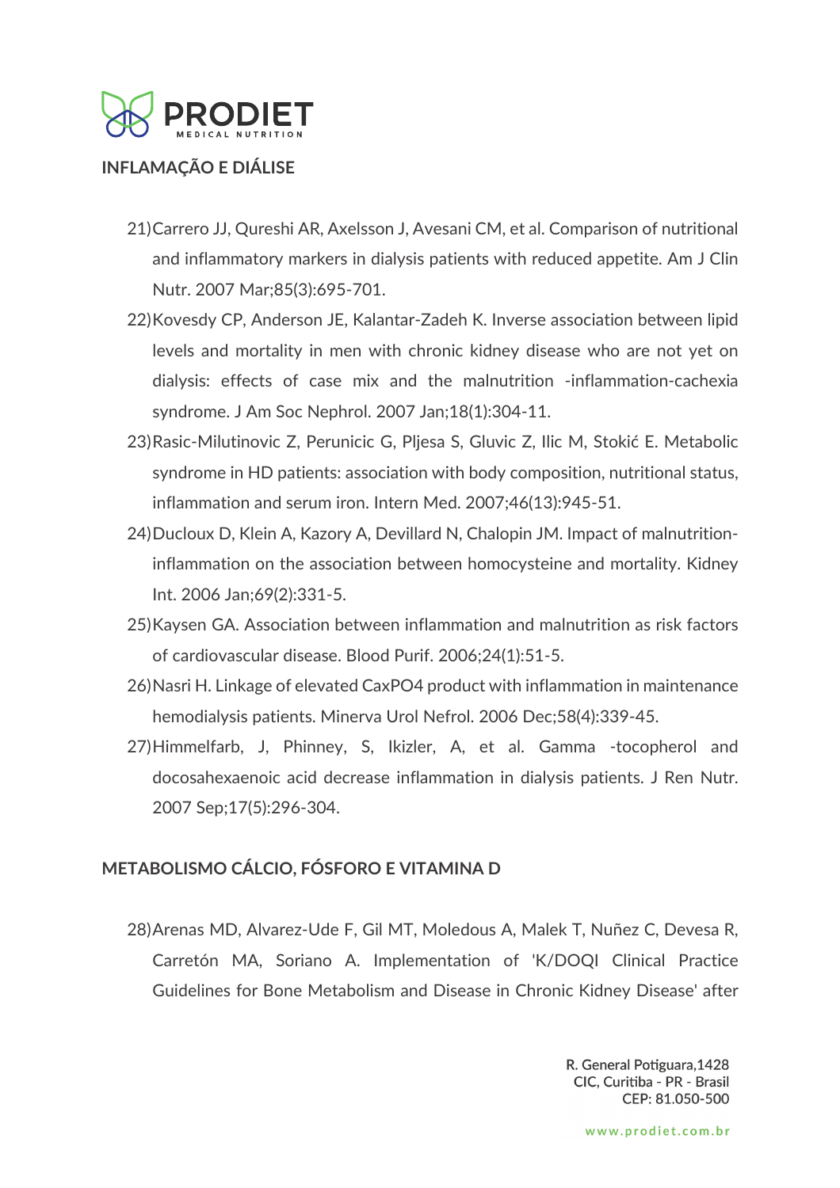## INFLAMAÇÃO E DIÁLISE

21) Carrero JJ, Qureshi AR, Axelsson J, Avesani CM, et al. Comparison of nutritional and inflammatory markers in dialysis patients with reduced appetite. Am J Clin Nutr. 2007 Mar;85(3):695-701.
22) Kovesdy CP, Anderson JE, Kalantar-Zadeh K. Inverse association between lipid levels and mortality in men with chronic kidney disease who are not yet on dialysis: effects of case mix and the malnutrition -inflammation-cachexia syndrome. J Am Soc Nephrol. 2007 Jan;18(1):304-11.
23) Rasic-Milutinovic Z, Perunicic G, Pljesa S, Gluvic Z, Ilic M, Stokić E. Metabolic syndrome in HD patients: association with body composition, nutritional status, inflammation and serum iron. Intern Med. 2007;46(13):945-51.
24) Ducloux D, Klein A, Kazory A, Devillard N, Chalopin JM. Impact of malnutrition-inflammation on the association between homocysteine and mortality. Kidney Int. 2006 Jan;69(2):331-5.
25) Kaysen GA. Association between inflammation and malnutrition as risk factors of cardiovascular disease. Blood Purif. 2006;24(1):51-5.
26) Nasri H. Linkage of elevated CaxPO4 product with inflammation in maintenance hemodialysis patients. Minerva Urol Nefrol. 2006 Dec;58(4):339-45.
27) Himmelfarb, J, Phinney, S, Ikizler, A, et al. Gamma -tocopherol and docosahexaenoic acid decrease inflammation in dialysis patients. J Ren Nutr. 2007 Sep;17(5):296-304.

## METABOLISMO CÁLCIO, FÓSFORO E VITAMINA D

28) Arenas MD, Alvarez-Ude F, Gil MT, Moledous A, Malek T, Nuñez C, Devesa R, Carretón MA, Soriano A. Implementation of 'K/DOQI Clinical Practice Guidelines for Bone Metabolism and Disease in Chronic Kidney Disease' after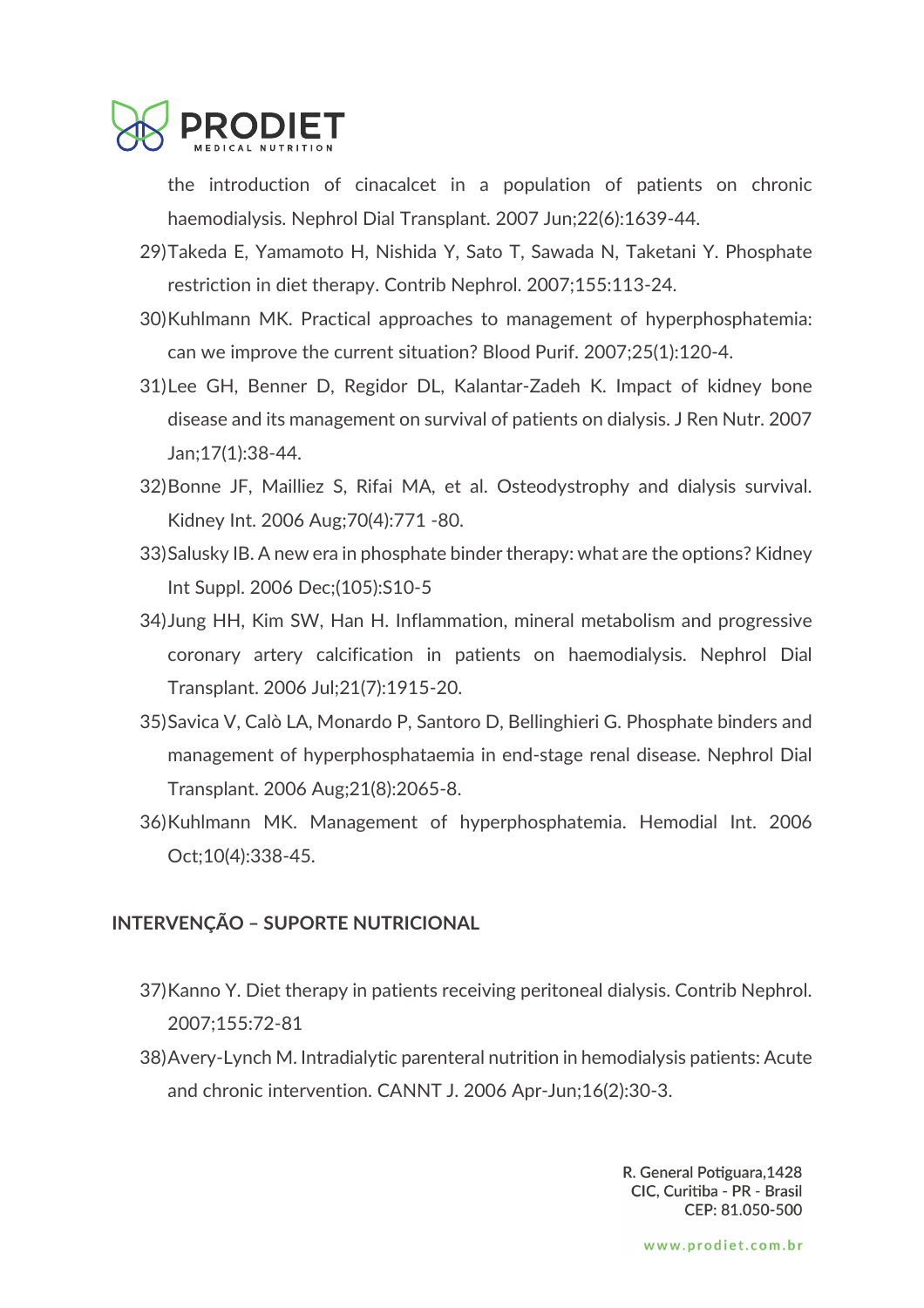the introduction of cinacalcet in a population of patients on chronic haemodialysis. Nephrol Dial Transplant. 2007 Jun;22(6):1639-44.

29) Takeda E, Yamamoto H, Nishida Y, Sato T, Sawada N, Taketani Y. Phosphate restriction in diet therapy. Contrib Nephrol. 2007;155:113-24.
30) Kuhlmann MK. Practical approaches to management of hyperphosphatemia: can we improve the current situation? Blood Purif. 2007;25(1):120-4.
31) Lee GH, Benner D, Regidor DL, Kalantar-Zadeh K. Impact of kidney bone disease and its management on survival of patients on dialysis. J Ren Nutr. 2007 Jan;17(1):38-44.
32) Bonne JF, Mailliez S, Rifai MA, et al. Osteodystrophy and dialysis survival. Kidney Int. 2006 Aug;70(4):771 -80.
33) Salusky IB. A new era in phosphate binder therapy: what are the options? Kidney Int Suppl. 2006 Dec;(105):S10-5
34) Jung HH, Kim SW, Han H. Inflammation, mineral metabolism and progressive coronary artery calcification in patients on haemodialysis. Nephrol Dial Transplant. 2006 Jul;21(7):1915-20.
35) Savica V, Calò LA, Monardo P, Santoro D, Bellinghieri G. Phosphate binders and management of hyperphosphataemia in end-stage renal disease. Nephrol Dial Transplant. 2006 Aug;21(8):2065-8.
36) Kuhlmann MK. Management of hyperphosphatemia. Hemodial Int. 2006 Oct;10(4):338-45.

## INTERVENÇÃO – SUPORTE NUTRICIONAL

37) Kanno Y. Diet therapy in patients receiving peritoneal dialysis. Contrib Nephrol. 2007;155:72-81
38) Avery-Lynch M. Intradialytic parenteral nutrition in hemodialysis patients: Acute and chronic intervention. CANNT J. 2006 Apr-Jun;16(2):30-3.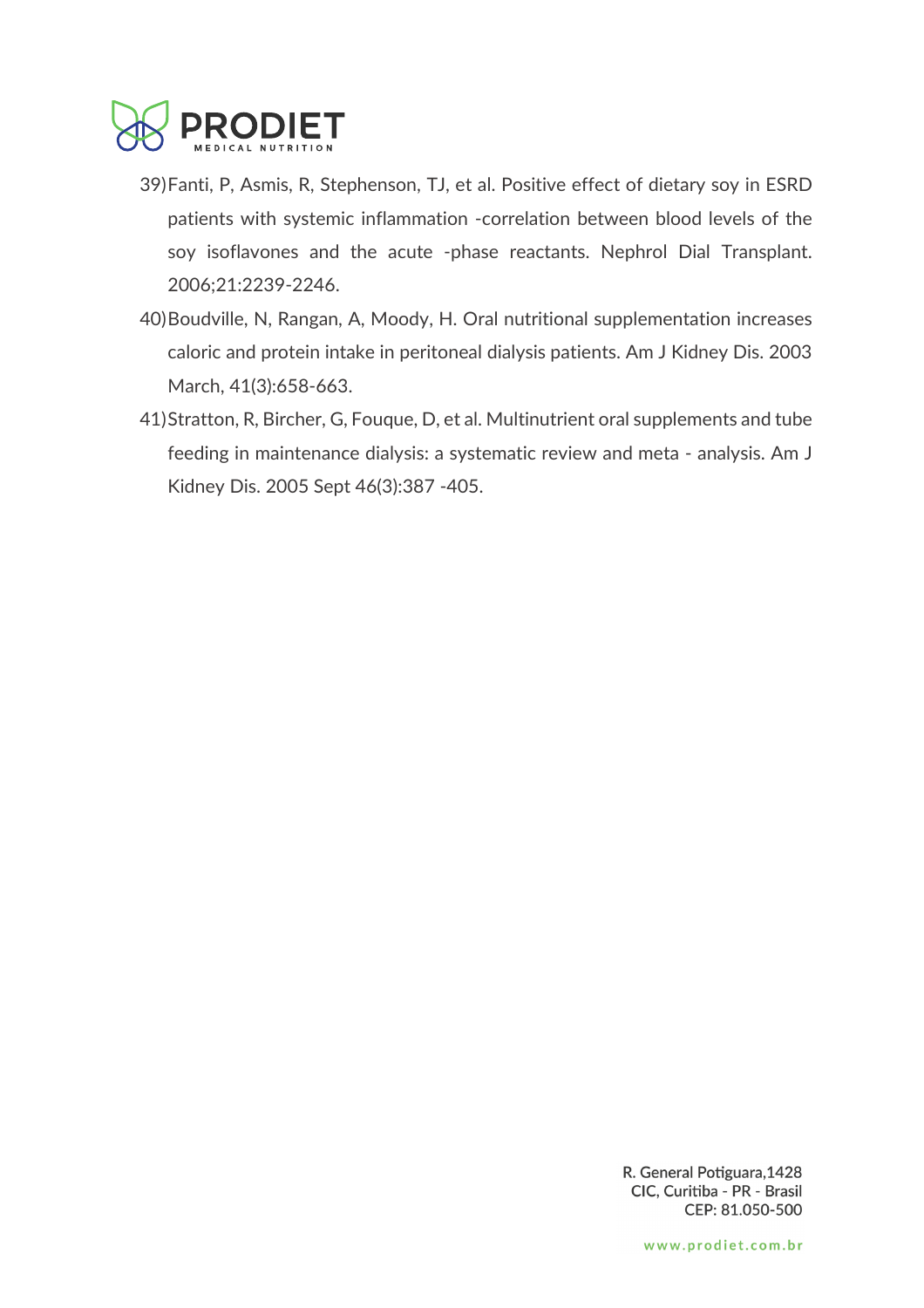39) Fanti, P, Asmis, R, Stephenson, TJ, et al. Positive effect of dietary soy in ESRD patients with systemic inflammation -correlation between blood levels of the soy isoflavones and the acute -phase reactants. Nephrol Dial Transplant. 2006;21:2239-2246.

40) Boudville, N, Rangan, A, Moody, H. Oral nutritional supplementation increases caloric and protein intake in peritoneal dialysis patients. Am J Kidney Dis. 2003 March, 41(3):658-663.

41) Stratton, R, Bircher, G, Fouque, D, et al. Multinutrient oral supplements and tube feeding in maintenance dialysis: a systematic review and meta - analysis. Am J Kidney Dis. 2005 Sept 46(3):387 -405.